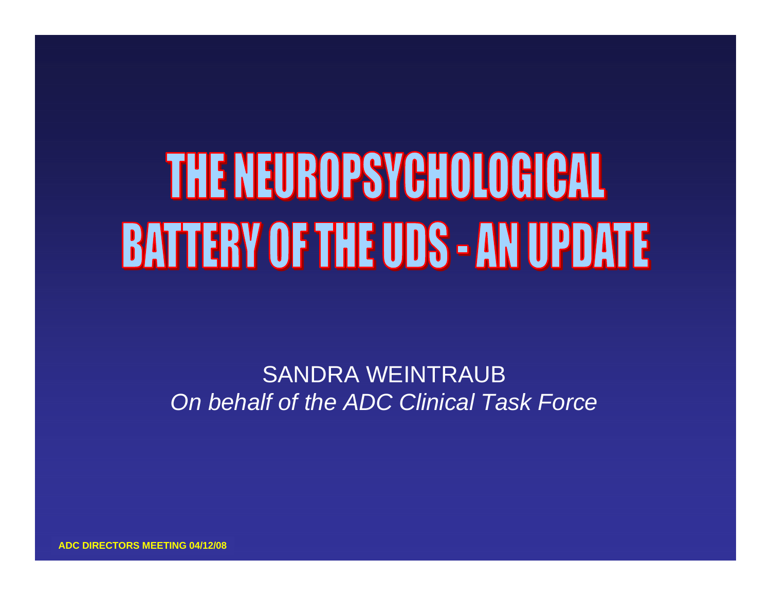# THE NEUROPSYCHOLOGICAL BATTERY OF THE UDS - AN UPDATE

SANDRA WEINTRAUB

*On behalf of the ADC Clinical Task Force*

**ADC DIRECTORS MEETING 04/12/08**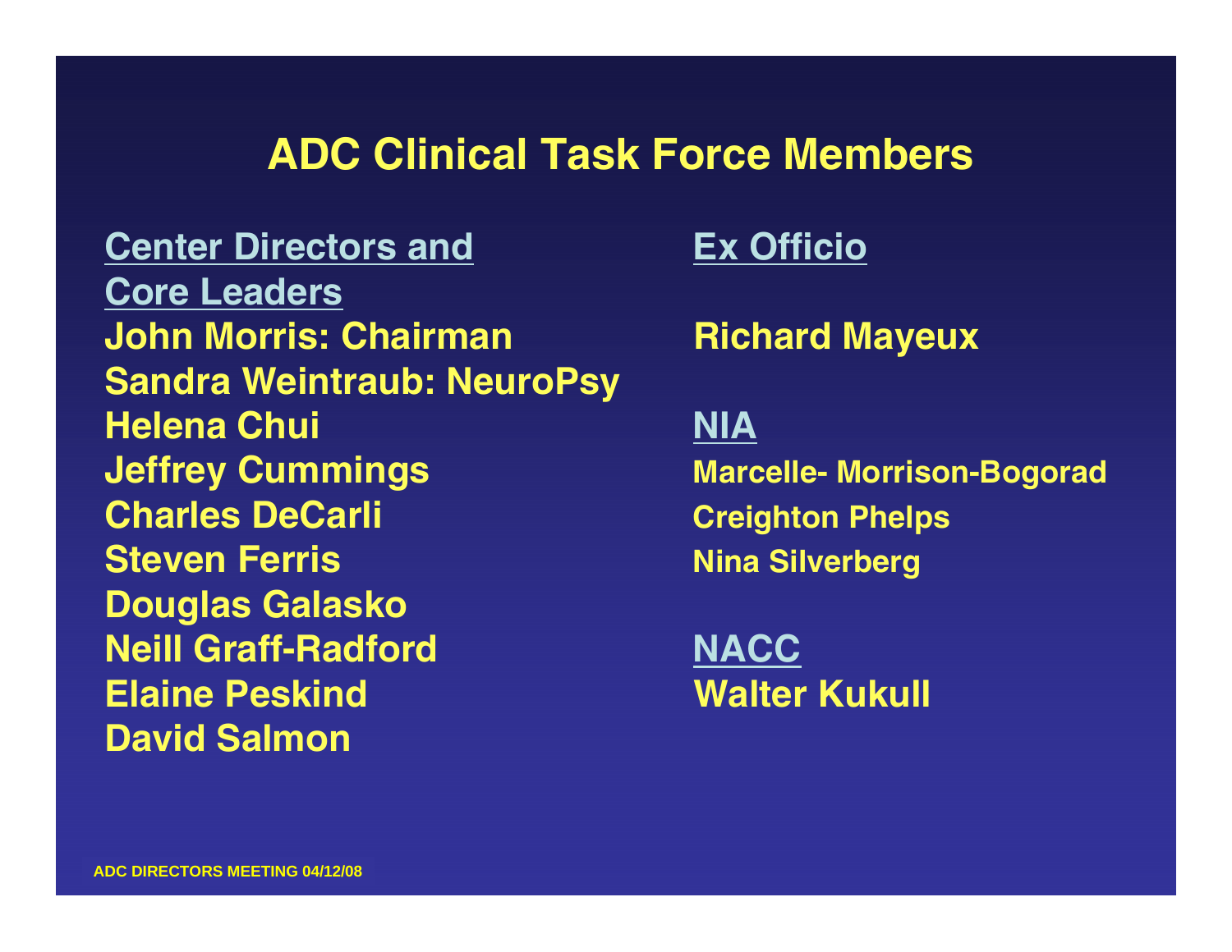# ADC Clinical Task Force Members

**Center Directors and Core Leaders**

**John Morris: Chairman**
**Sandra Weintraub: NeuroPsy**
**Helena Chui**
**Jeffrey Cummings**
**Charles DeCarli**
**Steven Ferris**
**Douglas Galasko**
**Neill Graff-Radford**
**Elaine Peskind**
**David Salmon**

**Ex Officio**

**Richard Mayeux**

**NIA**

**Marcelle- Morrison-Bogorad**
**Creighton Phelps**
**Nina Silverberg**

**NACC**

**Walter Kukull**

ADC DIRECTORS MEETING 04/12/08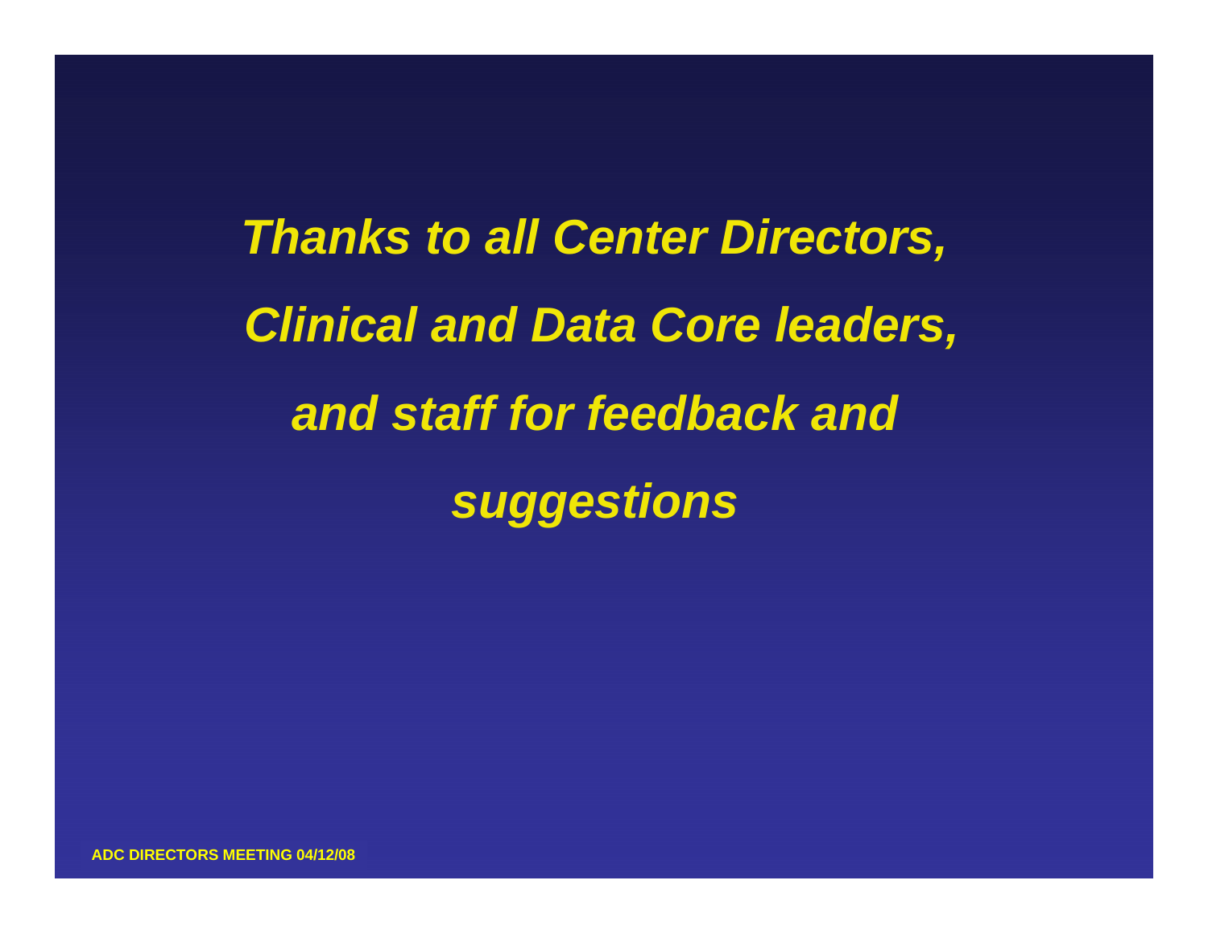***Thanks to all Center Directors, Clinical and Data Core leaders, and staff for feedback and suggestions***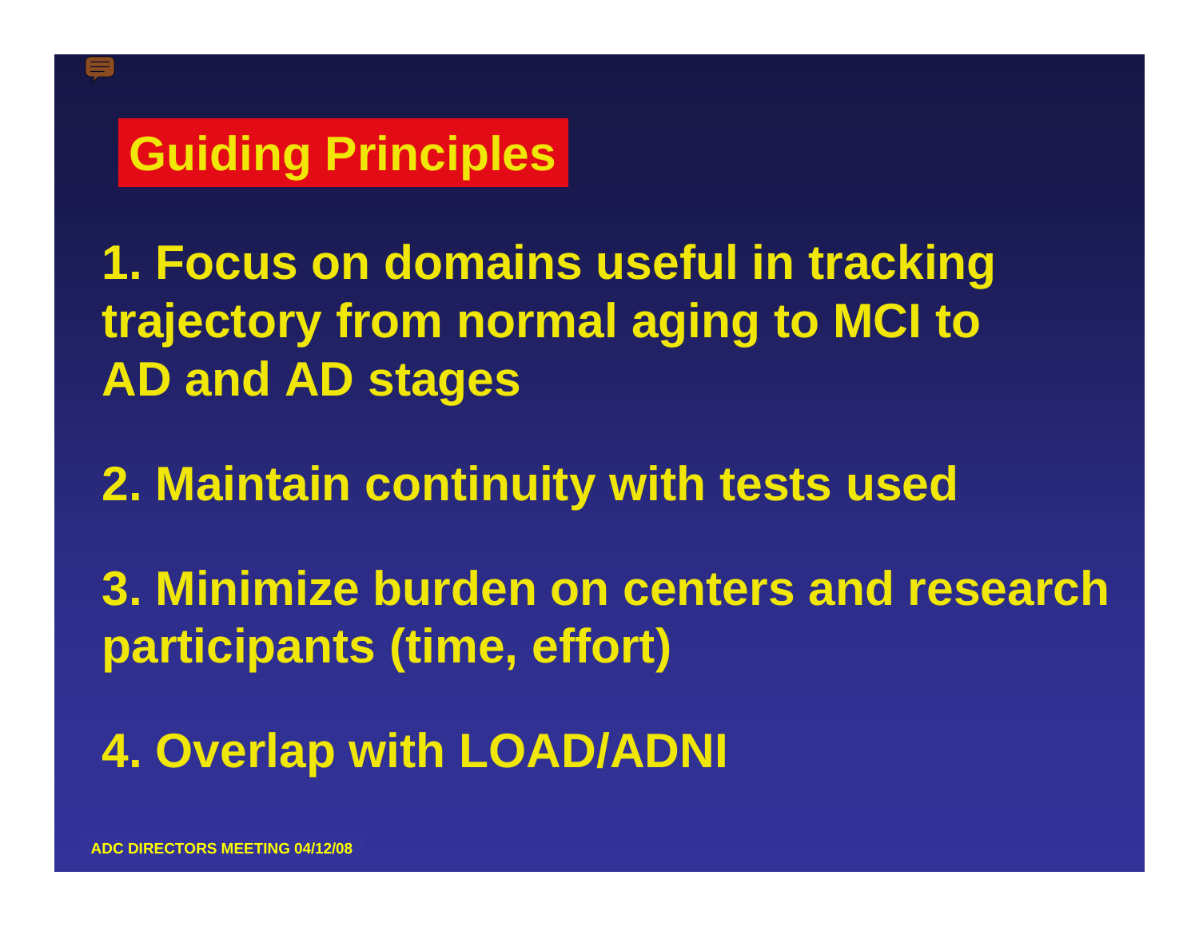# Guiding Principles

1. Focus on domains useful in tracking trajectory from normal aging to MCI to AD and AD stages

2. Maintain continuity with tests used

3. Minimize burden on centers and research participants (time, effort)

4. Overlap with LOAD/ADNI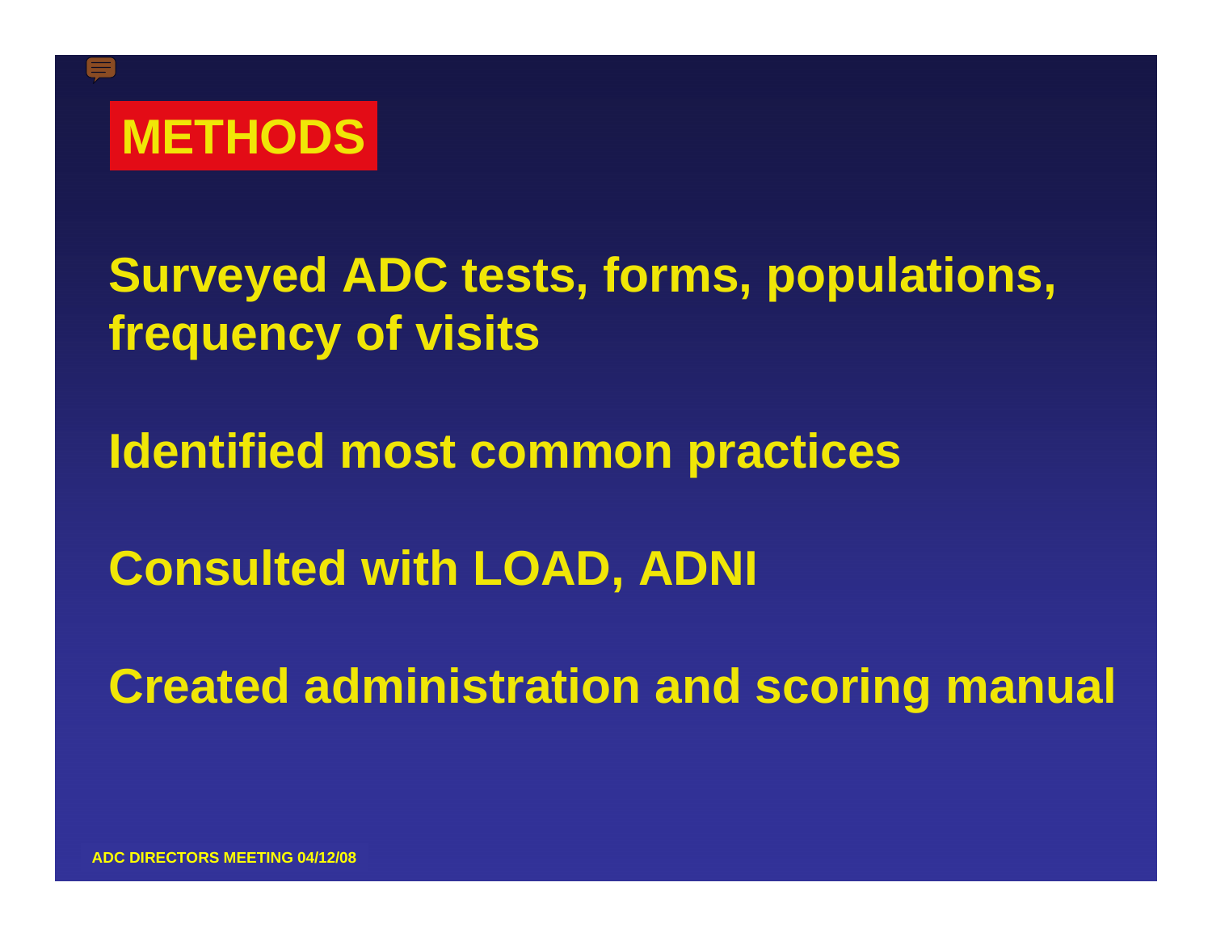# METHODS

Surveyed ADC tests, forms, populations, frequency of visits

Identified most common practices

Consulted with LOAD, ADNI

Created administration and scoring manual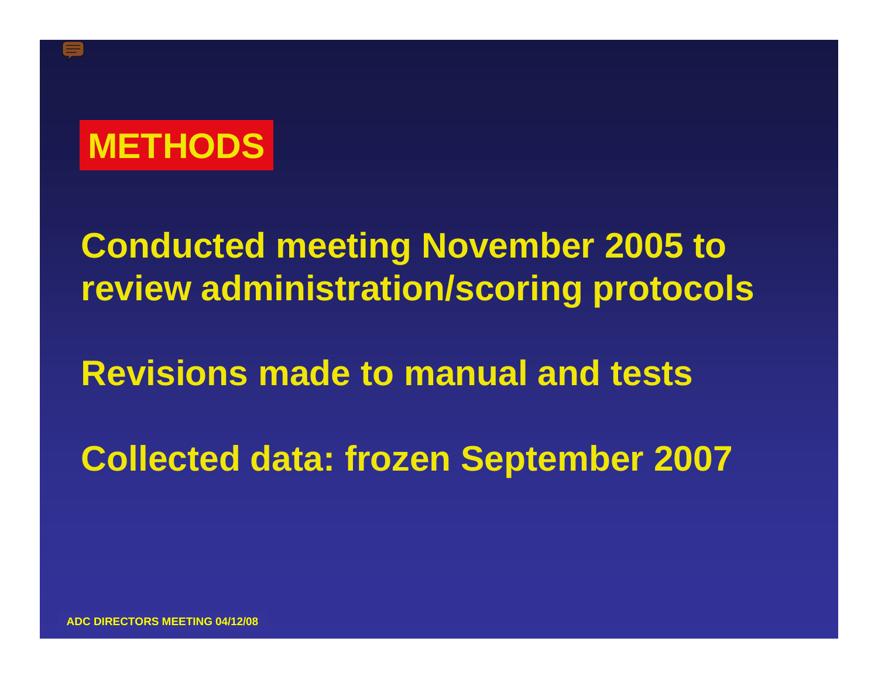# METHODS

Conducted meeting November 2005 to review administration/scoring protocols

Revisions made to manual and tests

Collected data: frozen September 2007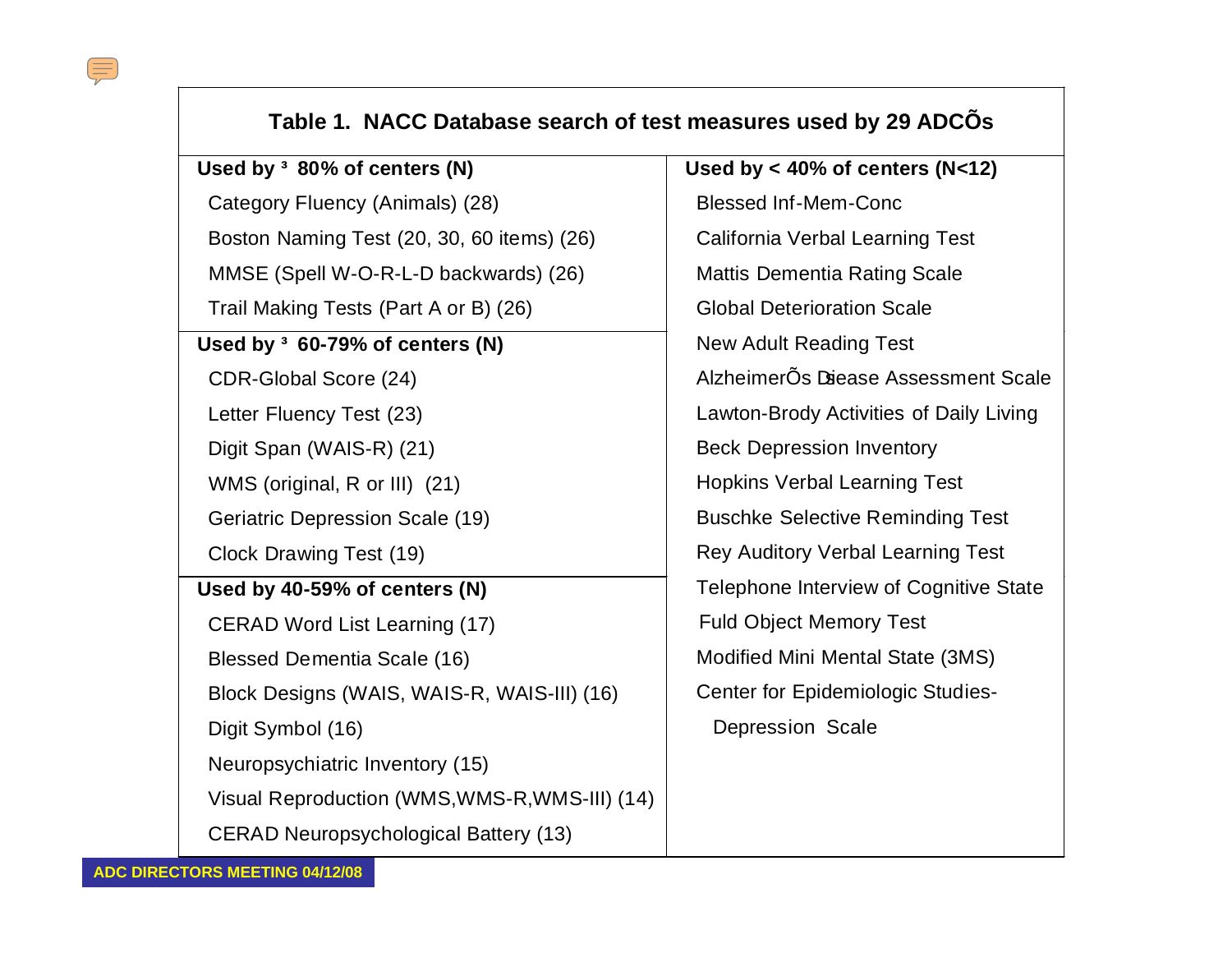**Table 1. NACC Database search of test measures used by 29 ADCÕs**

| Used by ³ 80% of centers (N) | Used by < 40% of centers (N<12) |
|---|---|
| Category Fluency (Animals) (28) | Blessed Inf-Mem-Conc |
| Boston Naming Test (20, 30, 60 items) (26) | California Verbal Learning Test |
| MMSE (Spell W-O-R-L-D backwards) (26) | Mattis Dementia Rating Scale |
| Trail Making Tests (Part A or B) (26) | Global Deterioration Scale |
| **Used by ³ 60-79% of centers (N)** | New Adult Reading Test |
| CDR-Global Score (24) | AlzheimerÕs Disease Assessment Scale |
| Letter Fluency Test (23) | Lawton-Brody Activities of Daily Living |
| Digit Span (WAIS-R) (21) | Beck Depression Inventory |
| WMS (original, R or III) (21) | Hopkins Verbal Learning Test |
| Geriatric Depression Scale (19) | Buschke Selective Reminding Test |
| Clock Drawing Test (19) | Rey Auditory Verbal Learning Test |
| **Used by 40-59% of centers (N)** | Telephone Interview of Cognitive State |
| CERAD Word List Learning (17) | Fuld Object Memory Test |
| Blessed Dementia Scale (16) | Modified Mini Mental State (3MS) |
| Block Designs (WAIS, WAIS-R, WAIS-III) (16) | Center for Epidemiologic Studies-Depression Scale |
| Digit Symbol (16) | |
| Neuropsychiatric Inventory (15) | |
| Visual Reproduction (WMS,WMS-R,WMS-III) (14) | |
| CERAD Neuropsychological Battery (13) | |

ADC DIRECTORS MEETING 04/12/08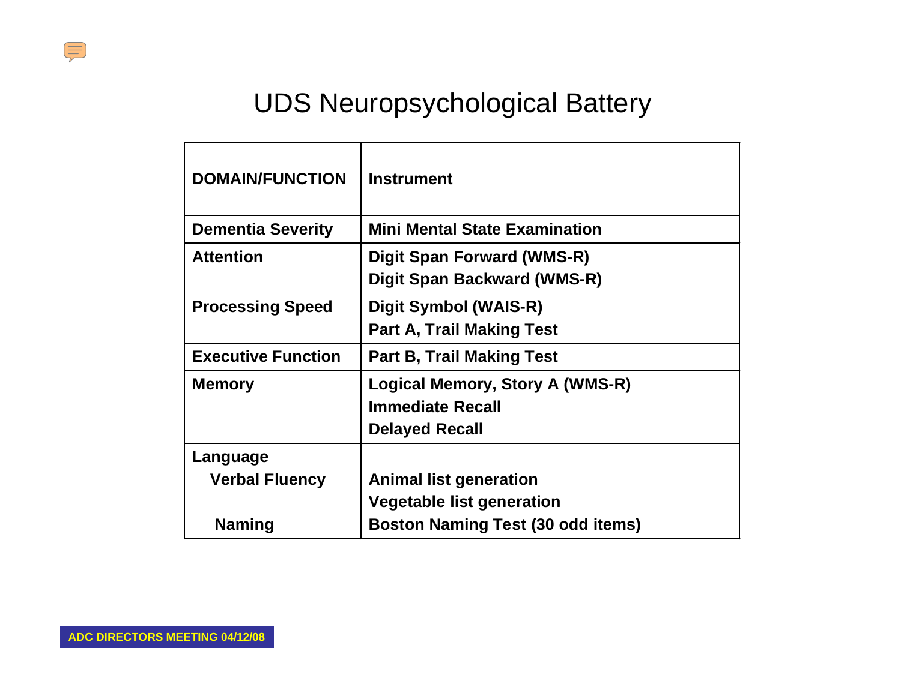# UDS Neuropsychological Battery

| DOMAIN/FUNCTION | Instrument |
|---|---|
| Dementia Severity | Mini Mental State Examination |
| Attention | Digit Span Forward (WMS-R)<br>Digit Span Backward (WMS-R) |
| Processing Speed | Digit Symbol (WAIS-R)<br>Part A, Trail Making Test |
| Executive Function | Part B, Trail Making Test |
| Memory | Logical Memory, Story A (WMS-R)<br>Immediate Recall<br>Delayed Recall |
| Language<br>Verbal Fluency | <br>Animal list generation<br>Vegetable list generation |
| Naming | Boston Naming Test (30 odd items) |

ADC DIRECTORS MEETING 04/12/08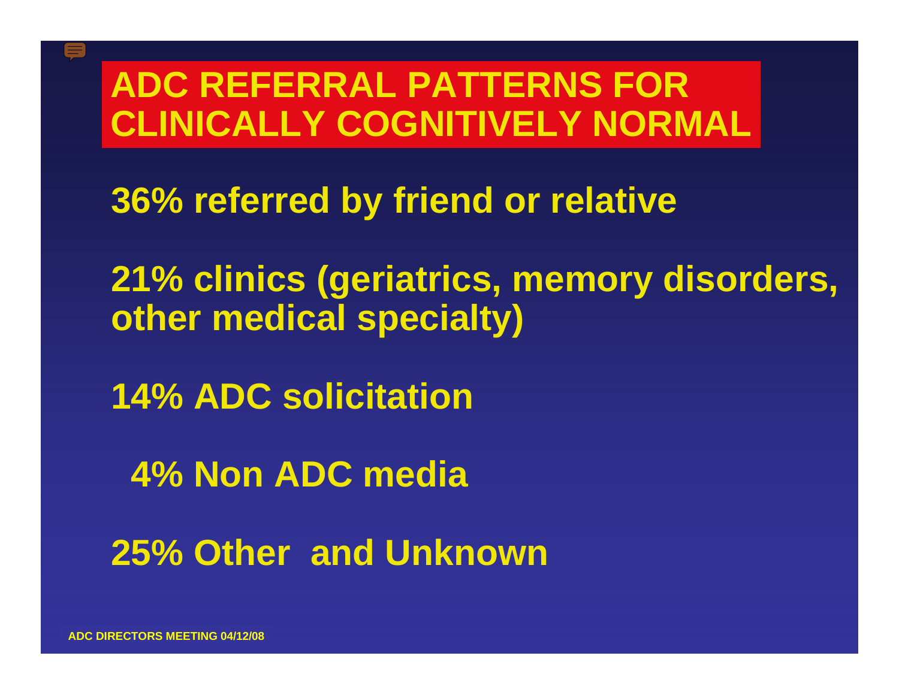# ADC REFERRAL PATTERNS FOR CLINICALLY COGNITIVELY NORMAL

**36% referred by friend or relative**

**21% clinics (geriatrics, memory disorders, other medical specialty)**

**14% ADC solicitation**

**4% Non ADC media**

**25% Other and Unknown**

ADC DIRECTORS MEETING 04/12/08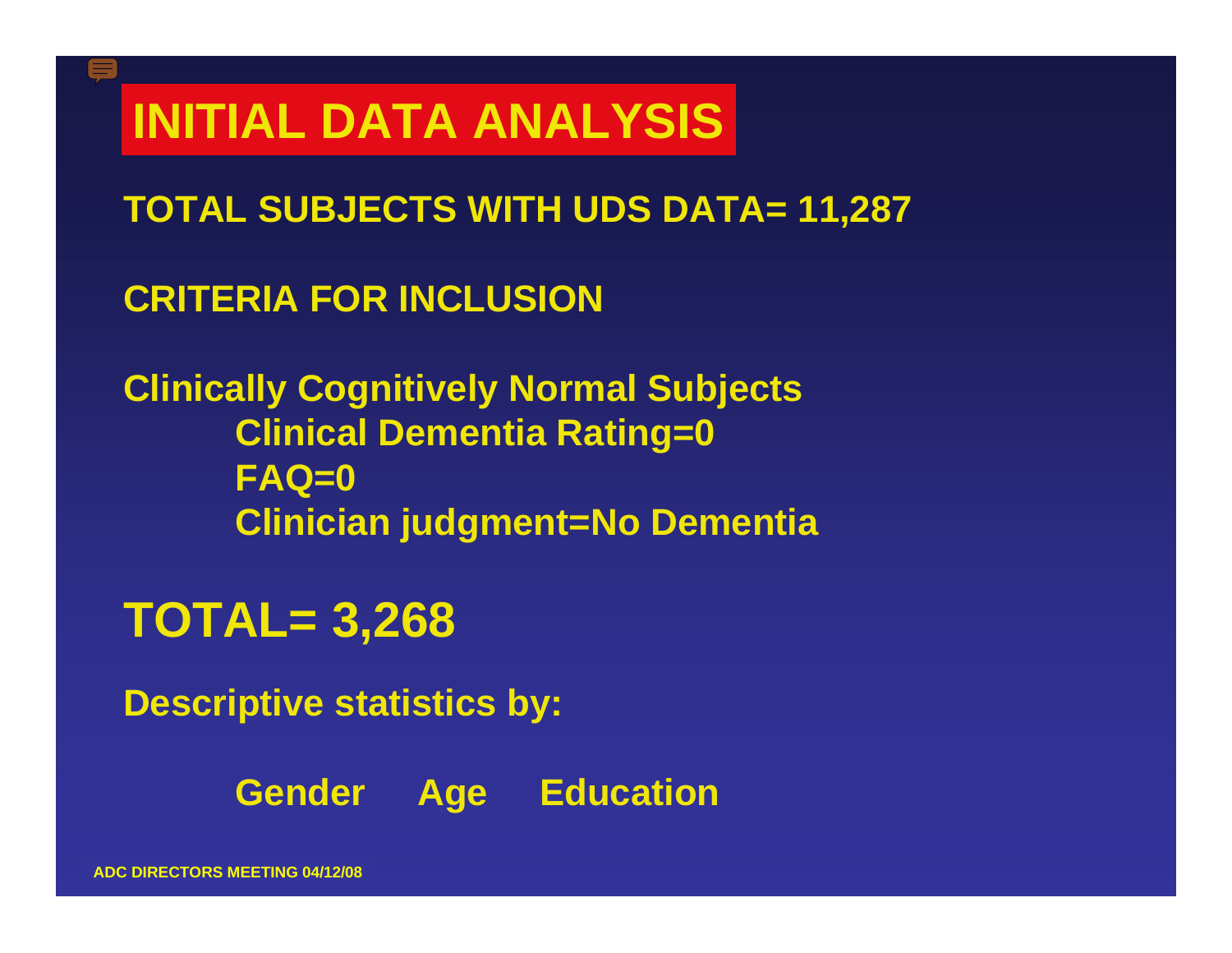# INITIAL DATA ANALYSIS

**TOTAL SUBJECTS WITH UDS DATA= 11,287**

**CRITERIA FOR INCLUSION**

**Clinically Cognitively Normal Subjects**

- **Clinical Dementia Rating=0**
- **FAQ=0**
- **Clinician judgment=No Dementia**

## TOTAL= 3,268

**Descriptive statistics by:**

**Gender Age Education**

ADC DIRECTORS MEETING 04/12/08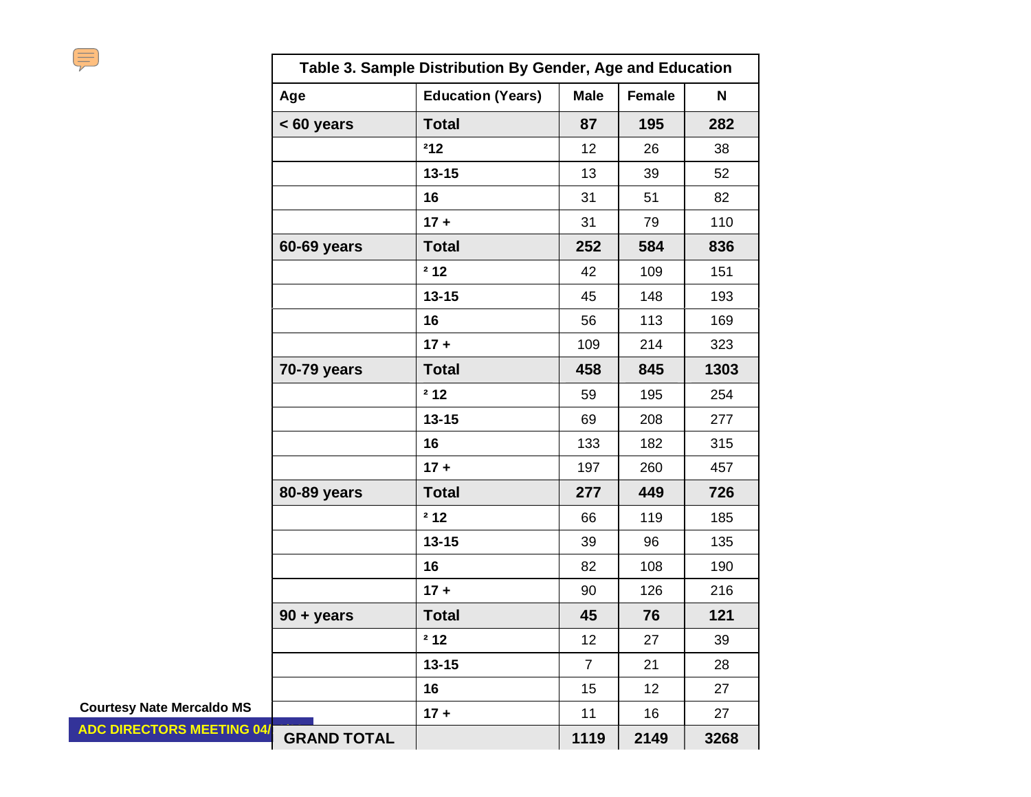| Table 3. Sample Distribution By Gender, Age and Education | | | | |
|---|---|---|---|---|
| **Age** | **Education (Years)** | **Male** | **Female** | **N** |
| **< 60 years** | **Total** | **87** | **195** | **282** |
| | **²12** | 12 | 26 | 38 |
| | **13-15** | 13 | 39 | 52 |
| | **16** | 31 | 51 | 82 |
| | **17 +** | 31 | 79 | 110 |
| **60-69 years** | **Total** | **252** | **584** | **836** |
| | **² 12** | 42 | 109 | 151 |
| | **13-15** | 45 | 148 | 193 |
| | **16** | 56 | 113 | 169 |
| | **17 +** | 109 | 214 | 323 |
| **70-79 years** | **Total** | **458** | **845** | **1303** |
| | **² 12** | 59 | 195 | 254 |
| | **13-15** | 69 | 208 | 277 |
| | **16** | 133 | 182 | 315 |
| | **17 +** | 197 | 260 | 457 |
| **80-89 years** | **Total** | **277** | **449** | **726** |
| | **² 12** | 66 | 119 | 185 |
| | **13-15** | 39 | 96 | 135 |
| | **16** | 82 | 108 | 190 |
| | **17 +** | 90 | 126 | 216 |
| **90 + years** | **Total** | **45** | **76** | **121** |
| | **² 12** | 12 | 27 | 39 |
| | **13-15** | 7 | 21 | 28 |
| | **16** | 15 | 12 | 27 |
| | **17 +** | 11 | 16 | 27 |
| **GRAND TOTAL** | | **1119** | **2149** | **3268** |

**Courtesy Nate Mercaldo MS**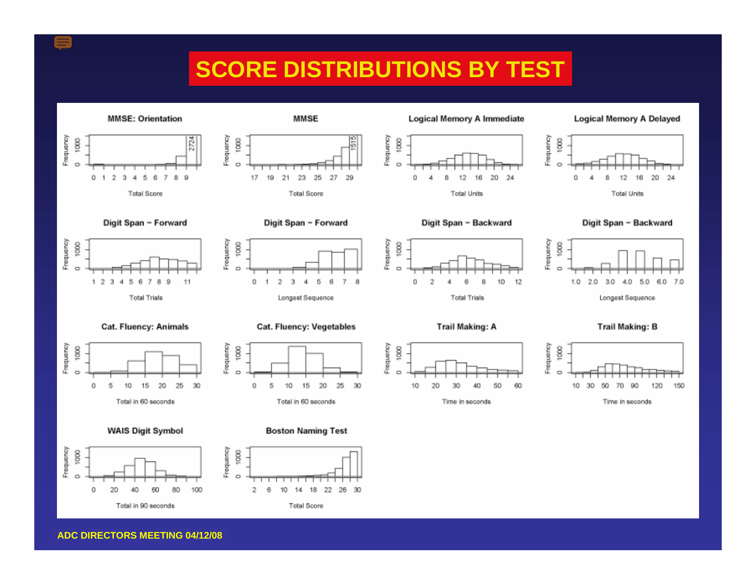# SCORE DISTRIBUTIONS BY TEST

**MMSE: Orientation** — Frequency vs. Total Score (0–9); 2724

**MMSE** — Frequency vs. Total Score (17–29); 1515

**Logical Memory A Immediate** — Frequency vs. Total Units (0–24)

**Logical Memory A Delayed** — Frequency vs. Total Units (0–24)

**Digit Span – Forward** — Frequency vs. Total Trials (1–11)

**Digit Span – Forward** — Frequency vs. Longest Sequence (0–8)

**Digit Span – Backward** — Frequency vs. Total Trials (0–12)

**Digit Span – Backward** — Frequency vs. Longest Sequence (1.0–7.0)

**Cat. Fluency: Animals** — Frequency vs. Total in 60 seconds (0–30)

**Cat. Fluency: Vegetables** — Frequency vs. Total in 60 seconds (0–30)

**Trail Making: A** — Frequency vs. Time in seconds (10–60)

**Trail Making: B** — Frequency vs. Time in seconds (10–150)

**WAIS Digit Symbol** — Frequency vs. Total in 90 seconds (0–100)

**Boston Naming Test** — Frequency vs. Total Score (2–30)

ADC DIRECTORS MEETING 04/12/08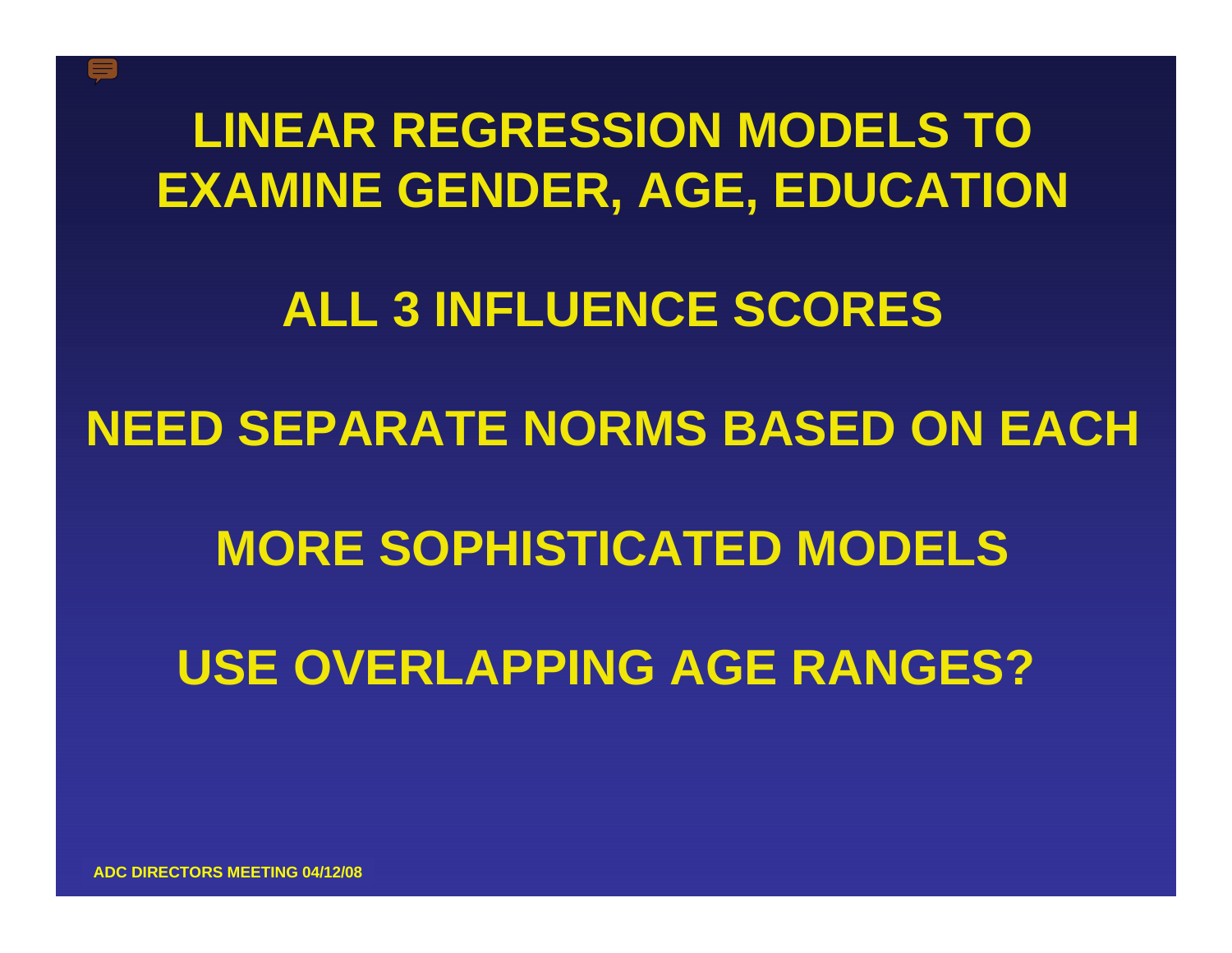# LINEAR REGRESSION MODELS TO EXAMINE GENDER, AGE, EDUCATION

**ALL 3 INFLUENCE SCORES**

**NEED SEPARATE NORMS BASED ON EACH**

**MORE SOPHISTICATED MODELS**

**USE OVERLAPPING AGE RANGES?**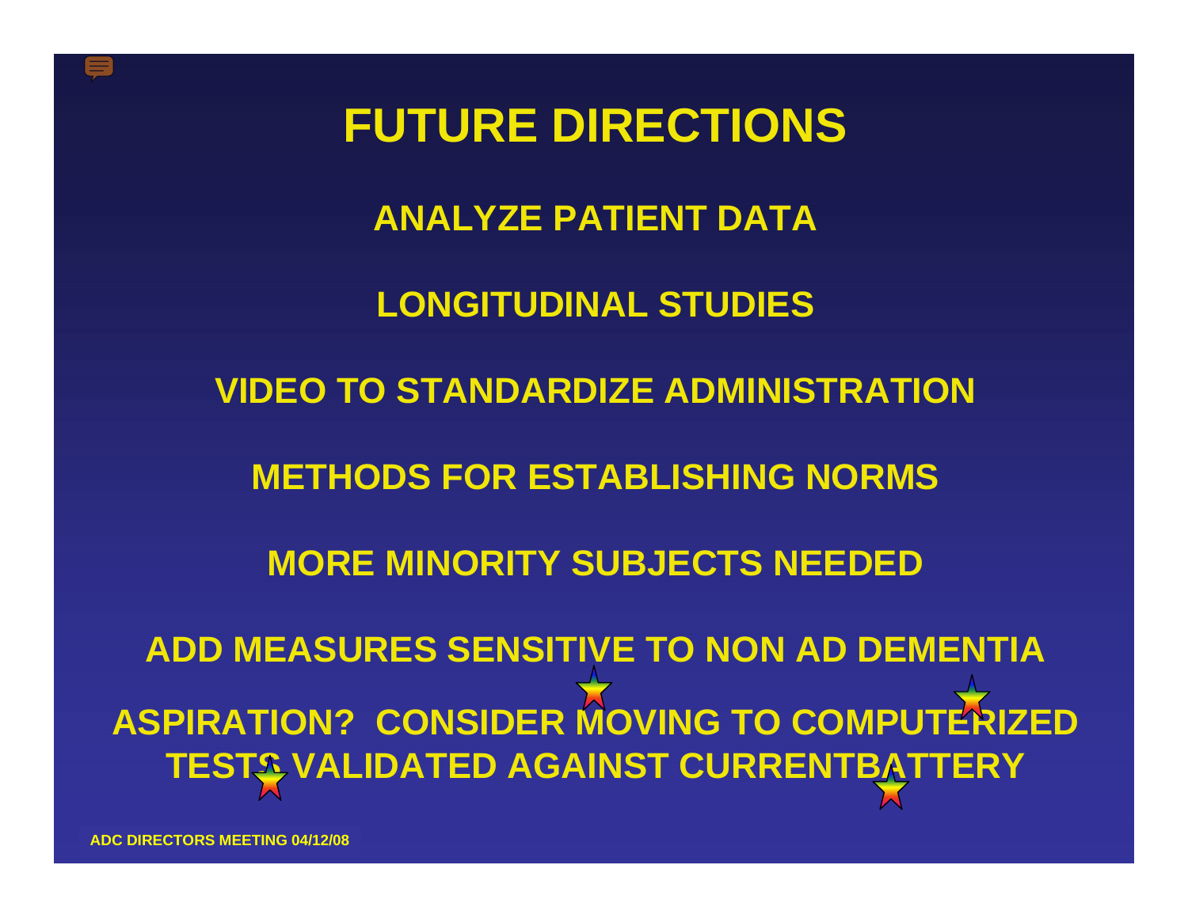# FUTURE DIRECTIONS

**ANALYZE PATIENT DATA**

**LONGITUDINAL STUDIES**

**VIDEO TO STANDARDIZE ADMINISTRATION**

**METHODS FOR ESTABLISHING NORMS**

**MORE MINORITY SUBJECTS NEEDED**

**ADD MEASURES SENSITIVE TO NON AD DEMENTIA**

**ASPIRATION? CONSIDER MOVING TO COMPUTERIZED TESTS VALIDATED AGAINST CURRENTBATTERY**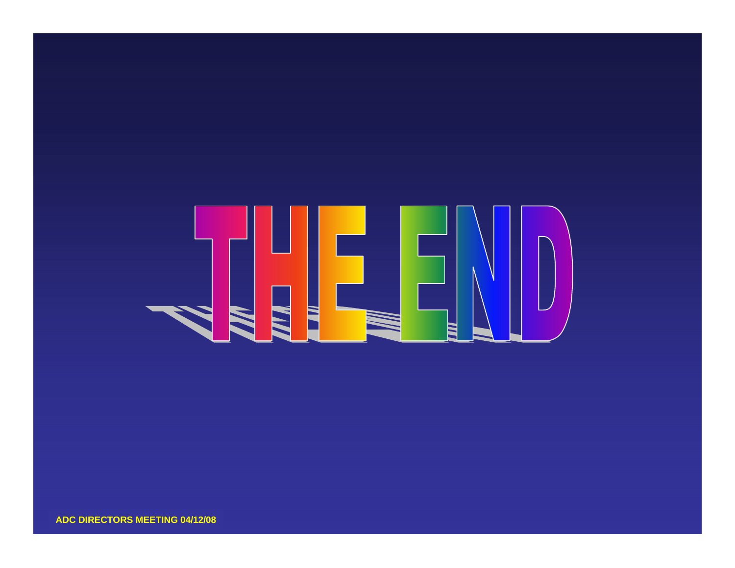# THE END

ADC DIRECTORS MEETING 04/12/08